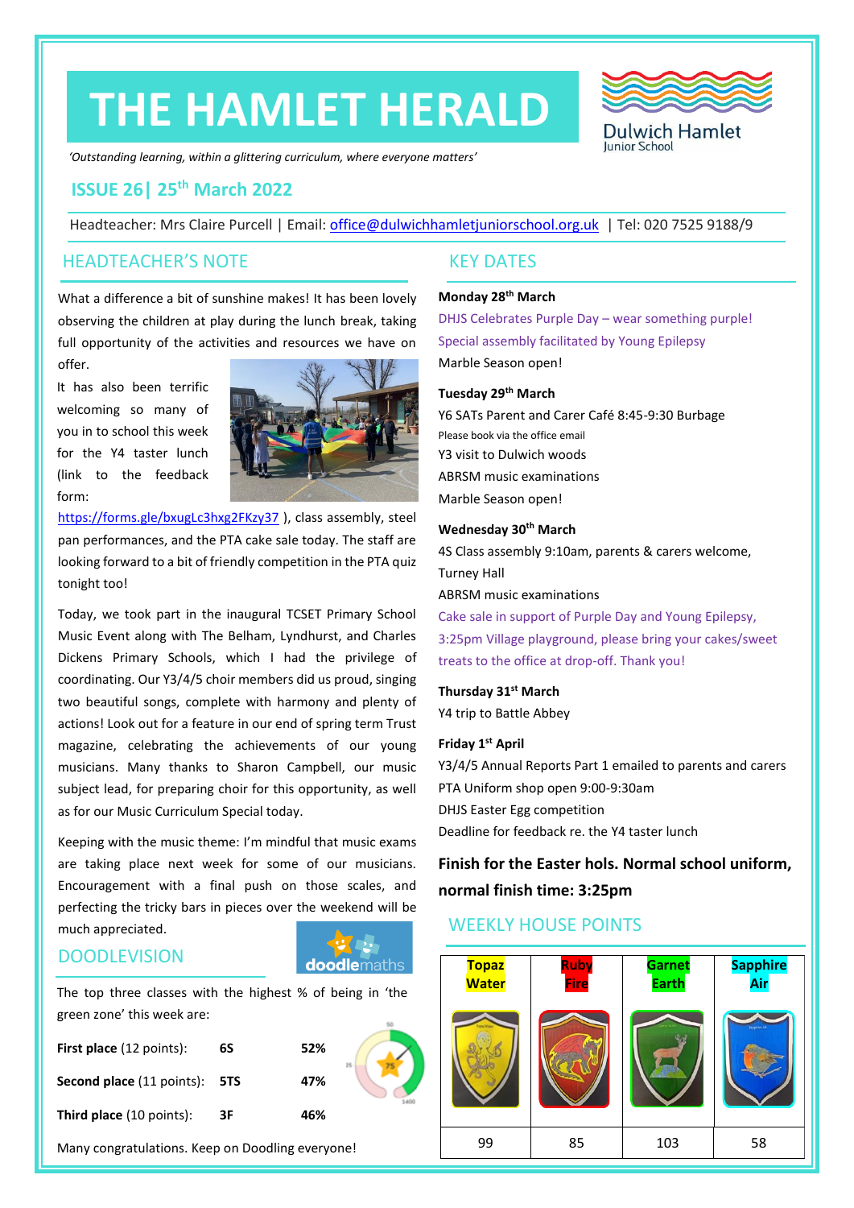# THE HAMLET HERALD

Dulwich Hamlet Junior School

*'Outstanding learning, within a glittering curriculum, where everyone matters'*

## ISSUE 26| 25th March 2022

Headteacher: Mrs Claire Purcell | Email: office@dulwichhamletjuniorschool.org.uk | Tel: 020 7525 9188/9

## HEADTEACHER'S NOTE

What a difference a bit of sunshine makes! It has been lovely observing the children at play during the lunch break, taking full opportunity of the activities and resources we have on offer.

It has also been terrific welcoming so many of you in to school this week for the Y4 taster lunch (link to the feedback form: https://forms.gle/bxugLc3hxg2FKzy37 ), class assembly, steel pan performances, and the PTA cake sale today. The staff are looking forward to a bit of friendly competition in the PTA quiz tonight too!

Today, we took part in the inaugural TCSET Primary School Music Event along with The Belham, Lyndhurst, and Charles Dickens Primary Schools, which I had the privilege of coordinating. Our Y3/4/5 choir members did us proud, singing two beautiful songs, complete with harmony and plenty of actions! Look out for a feature in our end of spring term Trust magazine, celebrating the achievements of our young musicians. Many thanks to Sharon Campbell, our music subject lead, for preparing choir for this opportunity, as well as for our Music Curriculum Special today.

Keeping with the music theme: I'm mindful that music exams are taking place next week for some of our musicians. Encouragement with a final push on those scales, and perfecting the tricky bars in pieces over the weekend will be much appreciated.

## DOODLEVISION

The top three classes with the highest % of being in 'the green zone' this week are:

| | | |
|---|---|---|
| **First place** (12 points): | **6S** | **52%** |
| **Second place** (11 points): | **5TS** | **47%** |
| **Third place** (10 points): | **3F** | **46%** |

Many congratulations. Keep on Doodling everyone!

## KEY DATES

**Monday 28th March**

DHJS Celebrates Purple Day – wear something purple!

Special assembly facilitated by Young Epilepsy

Marble Season open!

**Tuesday 29th March**

Y6 SATs Parent and Carer Café 8:45-9:30 Burbage

Please book via the office email

Y3 visit to Dulwich woods

ABRSM music examinations

Marble Season open!

**Wednesday 30th March**

4S Class assembly 9:10am, parents & carers welcome, Turney Hall

ABRSM music examinations

Cake sale in support of Purple Day and Young Epilepsy, 3:25pm Village playground, please bring your cakes/sweet treats to the office at drop-off. Thank you!

**Thursday 31st March**

Y4 trip to Battle Abbey

**Friday 1st April**

Y3/4/5 Annual Reports Part 1 emailed to parents and carers

PTA Uniform shop open 9:00-9:30am

DHJS Easter Egg competition

Deadline for feedback re. the Y4 taster lunch

**Finish for the Easter hols. Normal school uniform, normal finish time: 3:25pm**

## WEEKLY HOUSE POINTS

| Topaz Water | Ruby Fire | Garnet Earth | Sapphire Air |
|---|---|---|---|
| 99 | 85 | 103 | 58 |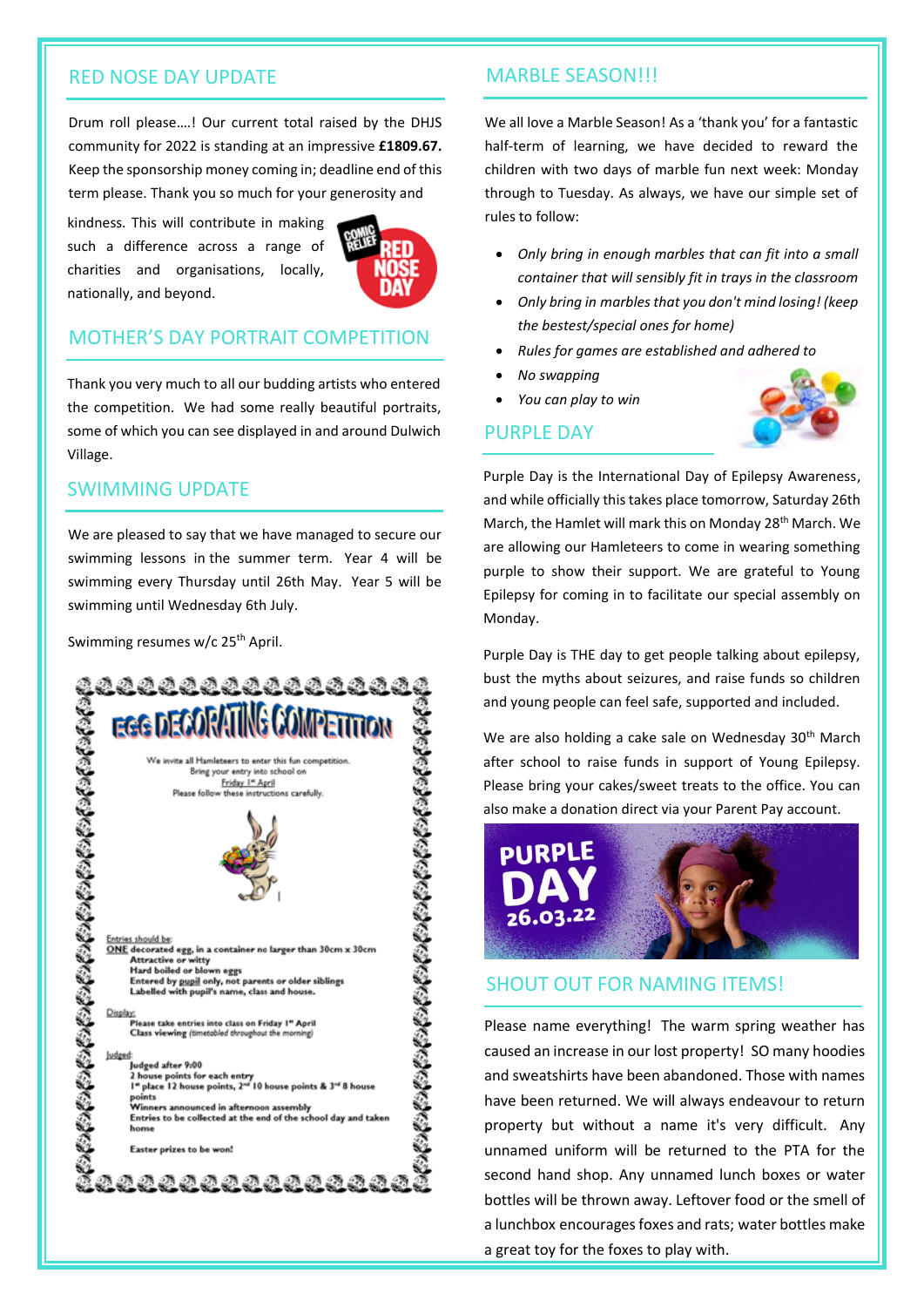## RED NOSE DAY UPDATE

Drum roll please….! Our current total raised by the DHJS community for 2022 is standing at an impressive **£1809.67.** Keep the sponsorship money coming in; deadline end of this term please. Thank you so much for your generosity and kindness. This will contribute in making such a difference across a range of charities and organisations, locally, nationally, and beyond.

## MOTHER'S DAY PORTRAIT COMPETITION

Thank you very much to all our budding artists who entered the competition. We had some really beautiful portraits, some of which you can see displayed in and around Dulwich Village.

## SWIMMING UPDATE

We are pleased to say that we have managed to secure our swimming lessons in the summer term. Year 4 will be swimming every Thursday until 26th May. Year 5 will be swimming until Wednesday 6th July.

Swimming resumes w/c 25th April.

## EGG DECORATING COMPETITION

We invite all Hamleteers to enter this fun competition.
Bring your entry into school on
Friday 1st April
Please follow these instructions carefully.

Entries should be:
- ONE decorated egg, in a container no larger than 30cm x 30cm
- Attractive or witty
- Hard boiled or blown eggs
- Entered by pupil only, not parents or older siblings
- Labelled with pupil's name, class and house.

Display:
- Please take entries into class on Friday 1st April
- Class viewing *(timetabled throughout the morning)*

Judged:
- Judged after 9:00
- 2 house points for each entry
- 1st place 12 house points, 2nd 10 house points & 3rd 8 house points
- Winners announced in afternoon assembly
- Entries to be collected at the end of the school day and taken home

Easter prizes to be won!

## MARBLE SEASON!!!

We all love a Marble Season! As a 'thank you' for a fantastic half-term of learning, we have decided to reward the children with two days of marble fun next week: Monday through to Tuesday. As always, we have our simple set of rules to follow:

- *Only bring in enough marbles that can fit into a small container that will sensibly fit in trays in the classroom*
- *Only bring in marbles that you don't mind losing! (keep the bestest/special ones for home)*
- *Rules for games are established and adhered to*
- *No swapping*
- *You can play to win*

## PURPLE DAY

Purple Day is the International Day of Epilepsy Awareness, and while officially this takes place tomorrow, Saturday 26th March, the Hamlet will mark this on Monday 28th March. We are allowing our Hamleteers to come in wearing something purple to show their support. We are grateful to Young Epilepsy for coming in to facilitate our special assembly on Monday.

Purple Day is THE day to get people talking about epilepsy, bust the myths about seizures, and raise funds so children and young people can feel safe, supported and included.

We are also holding a cake sale on Wednesday 30th March after school to raise funds in support of Young Epilepsy. Please bring your cakes/sweet treats to the office. You can also make a donation direct via your Parent Pay account.

PURPLE DAY 26.03.22

## SHOUT OUT FOR NAMING ITEMS!

Please name everything! The warm spring weather has caused an increase in our lost property! SO many hoodies and sweatshirts have been abandoned. Those with names have been returned. We will always endeavour to return property but without a name it's very difficult. Any unnamed uniform will be returned to the PTA for the second hand shop. Any unnamed lunch boxes or water bottles will be thrown away. Leftover food or the smell of a lunchbox encourages foxes and rats; water bottles make a great toy for the foxes to play with.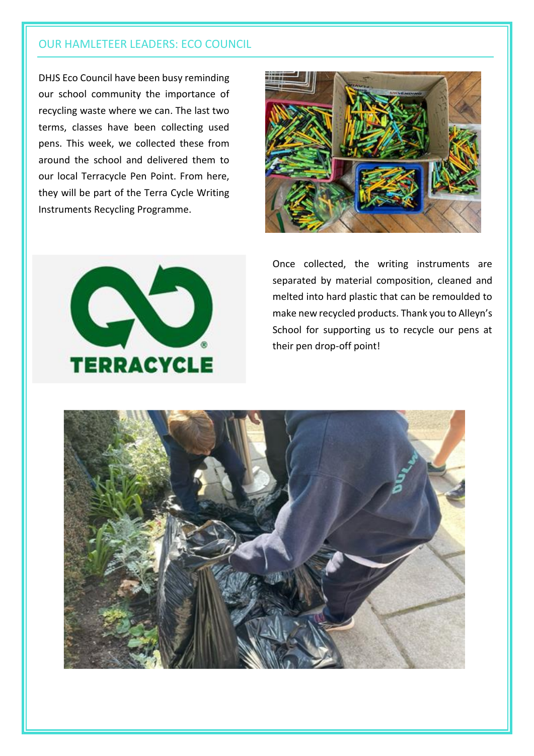## OUR HAMLETEER LEADERS: ECO COUNCIL

DHJS Eco Council have been busy reminding our school community the importance of recycling waste where we can. The last two terms, classes have been collecting used pens. This week, we collected these from around the school and delivered them to our local Terracycle Pen Point. From here, they will be part of the Terra Cycle Writing Instruments Recycling Programme.

Once collected, the writing instruments are separated by material composition, cleaned and melted into hard plastic that can be remoulded to make new recycled products. Thank you to Alleyn's School for supporting us to recycle our pens at their pen drop-off point!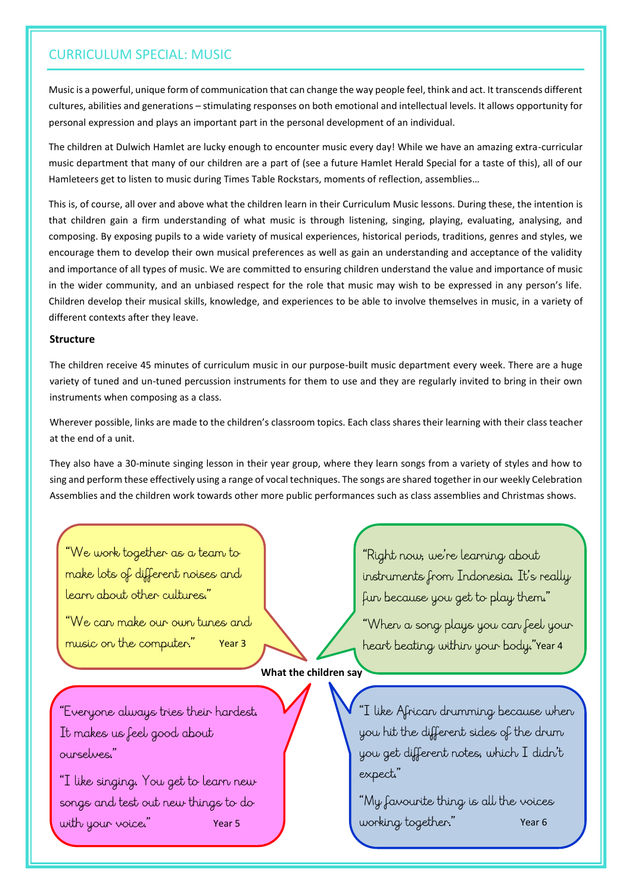## CURRICULUM SPECIAL: MUSIC

Music is a powerful, unique form of communication that can change the way people feel, think and act. It transcends different cultures, abilities and generations – stimulating responses on both emotional and intellectual levels. It allows opportunity for personal expression and plays an important part in the personal development of an individual.

The children at Dulwich Hamlet are lucky enough to encounter music every day! While we have an amazing extra-curricular music department that many of our children are a part of (see a future Hamlet Herald Special for a taste of this), all of our Hamleteers get to listen to music during Times Table Rockstars, moments of reflection, assemblies…

This is, of course, all over and above what the children learn in their Curriculum Music lessons. During these, the intention is that children gain a firm understanding of what music is through listening, singing, playing, evaluating, analysing, and composing. By exposing pupils to a wide variety of musical experiences, historical periods, traditions, genres and styles, we encourage them to develop their own musical preferences as well as gain an understanding and acceptance of the validity and importance of all types of music. We are committed to ensuring children understand the value and importance of music in the wider community, and an unbiased respect for the role that music may wish to be expressed in any person's life. Children develop their musical skills, knowledge, and experiences to be able to involve themselves in music, in a variety of different contexts after they leave.

**Structure**

The children receive 45 minutes of curriculum music in our purpose-built music department every week. There are a huge variety of tuned and un-tuned percussion instruments for them to use and they are regularly invited to bring in their own instruments when composing as a class.

Wherever possible, links are made to the children's classroom topics. Each class shares their learning with their class teacher at the end of a unit.

They also have a 30-minute singing lesson in their year group, where they learn songs from a variety of styles and how to sing and perform these effectively using a range of vocal techniques. The songs are shared together in our weekly Celebration Assemblies and the children work towards other more public performances such as class assemblies and Christmas shows.

**What the children say**

"We work together as a team to make lots of different noises and learn about other cultures."

"We can make our own tunes and music on the computer." Year 3

"Right now, we're learning about instruments from Indonesia. It's really fun because you get to play them."

"When a song plays you can feel your heart beating within your body." Year 4

"Everyone always tries their hardest. It makes us feel good about ourselves."

"I like singing. You get to learn new songs and test out new things to do with your voice." Year 5

"I like African drumming because when you hit the different sides of the drum you get different notes, which I didn't expect."

"My favourite thing is all the voices working together." Year 6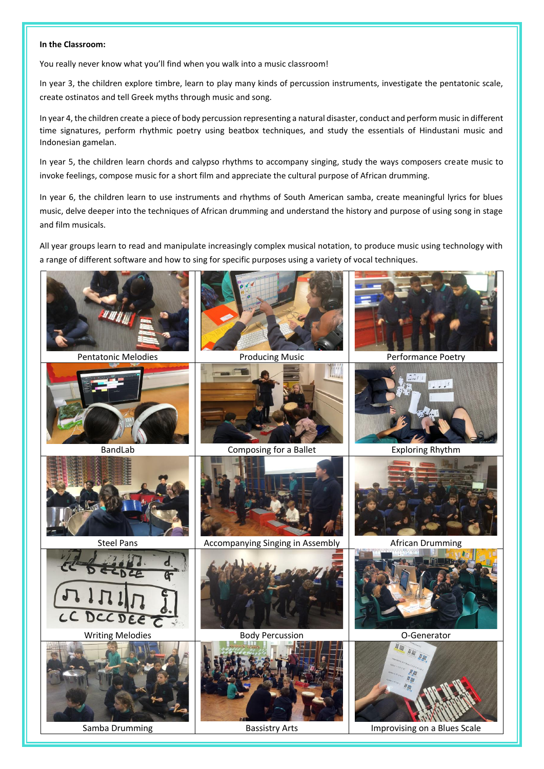**In the Classroom:**

You really never know what you'll find when you walk into a music classroom!

In year 3, the children explore timbre, learn to play many kinds of percussion instruments, investigate the pentatonic scale, create ostinatos and tell Greek myths through music and song.

In year 4, the children create a piece of body percussion representing a natural disaster, conduct and perform music in different time signatures, perform rhythmic poetry using beatbox techniques, and study the essentials of Hindustani music and Indonesian gamelan.

In year 5, the children learn chords and calypso rhythms to accompany singing, study the ways composers create music to invoke feelings, compose music for a short film and appreciate the cultural purpose of African drumming.

In year 6, the children learn to use instruments and rhythms of South American samba, create meaningful lyrics for blues music, delve deeper into the techniques of African drumming and understand the history and purpose of using song in stage and film musicals.

All year groups learn to read and manipulate increasingly complex musical notation, to produce music using technology with a range of different software and how to sing for specific purposes using a variety of vocal techniques.

| | | |
|---|---|---|
| Pentatonic Melodies | Producing Music | Performance Poetry |
| BandLab | Composing for a Ballet | Exploring Rhythm |
| Steel Pans | Accompanying Singing in Assembly | African Drumming |
| Writing Melodies | Body Percussion | O-Generator |
| Samba Drumming | Bassistry Arts | Improvising on a Blues Scale |